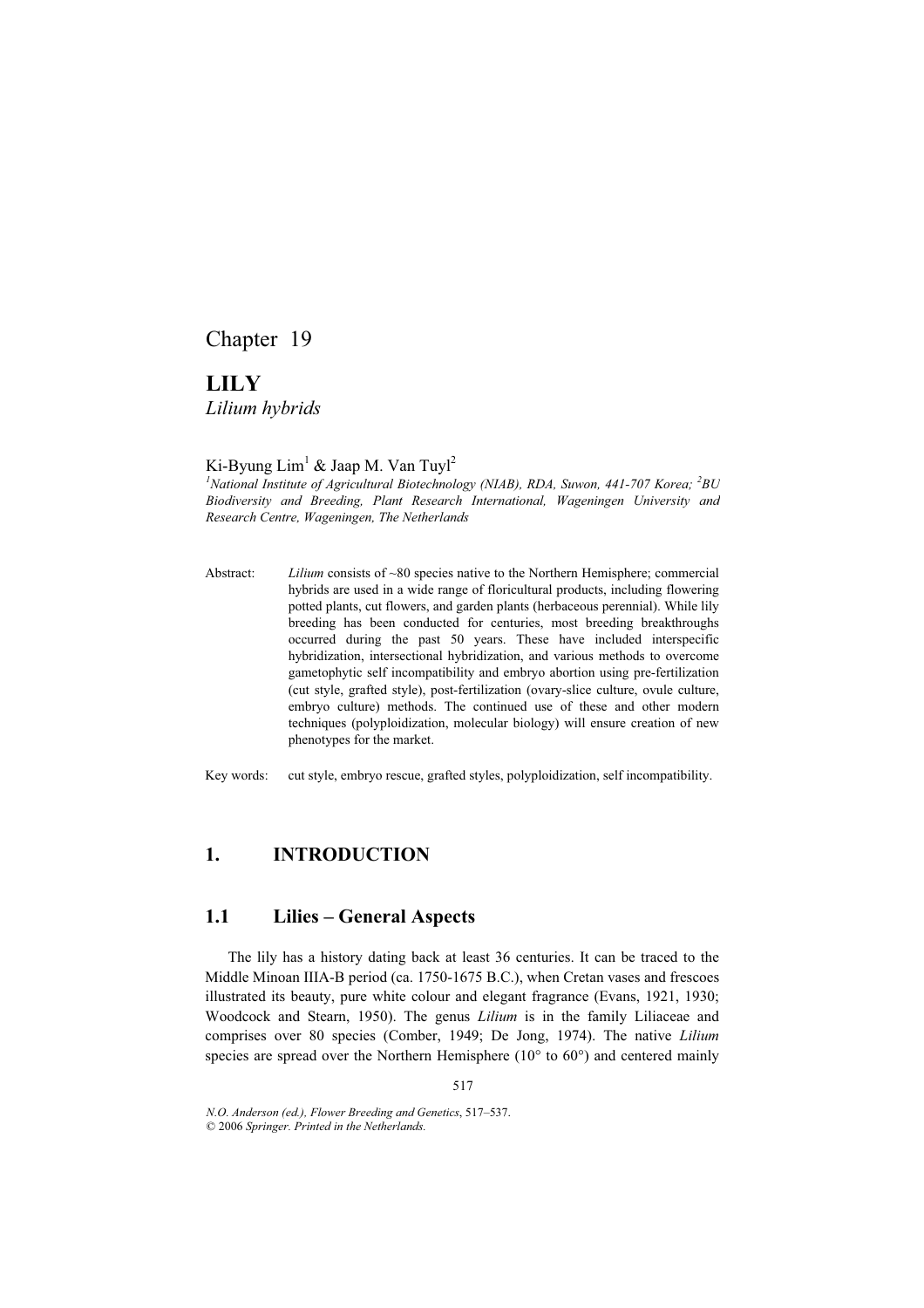# Chapter 19

# LILY

*Lilium hybrids*

Ki-Byung Lim[1] & Jaap M. Van Tuyl[2]

[1]*National Institute of Agricultural Biotechnology (NIAB), RDA, Suwon, 441-707 Korea;* [2]*BU Biodiversity and Breeding, Plant Research International, Wageningen University and Research Centre, Wageningen, The Netherlands*

Abstract: *Lilium* consists of ~80 species native to the Northern Hemisphere; commercial hybrids are used in a wide range of floricultural products, including flowering potted plants, cut flowers, and garden plants (herbaceous perennial). While lily breeding has been conducted for centuries, most breeding breakthroughs occurred during the past 50 years. These have included interspecific hybridization, intersectional hybridization, and various methods to overcome gametophytic self incompatibility and embryo abortion using pre-fertilization (cut style, grafted style), post-fertilization (ovary-slice culture, ovule culture, embryo culture) methods. The continued use of these and other modern techniques (polyploidization, molecular biology) will ensure creation of new phenotypes for the market.

Key words: cut style, embryo rescue, grafted styles, polyploidization, self incompatibility.

## 1. INTRODUCTION

### 1.1 Lilies – General Aspects

The lily has a history dating back at least 36 centuries. It can be traced to the Middle Minoan IIIA-B period (ca. 1750-1675 B.C.), when Cretan vases and frescoes illustrated its beauty, pure white colour and elegant fragrance (Evans, 1921, 1930; Woodcock and Stearn, 1950). The genus *Lilium* is in the family Liliaceae and comprises over 80 species (Comber, 1949; De Jong, 1974). The native *Lilium* species are spread over the Northern Hemisphere (10° to 60°) and centered mainly

*N.O. Anderson (ed.), Flower Breeding and Genetics, 517–537.*
*© 2006 Springer. Printed in the Netherlands.*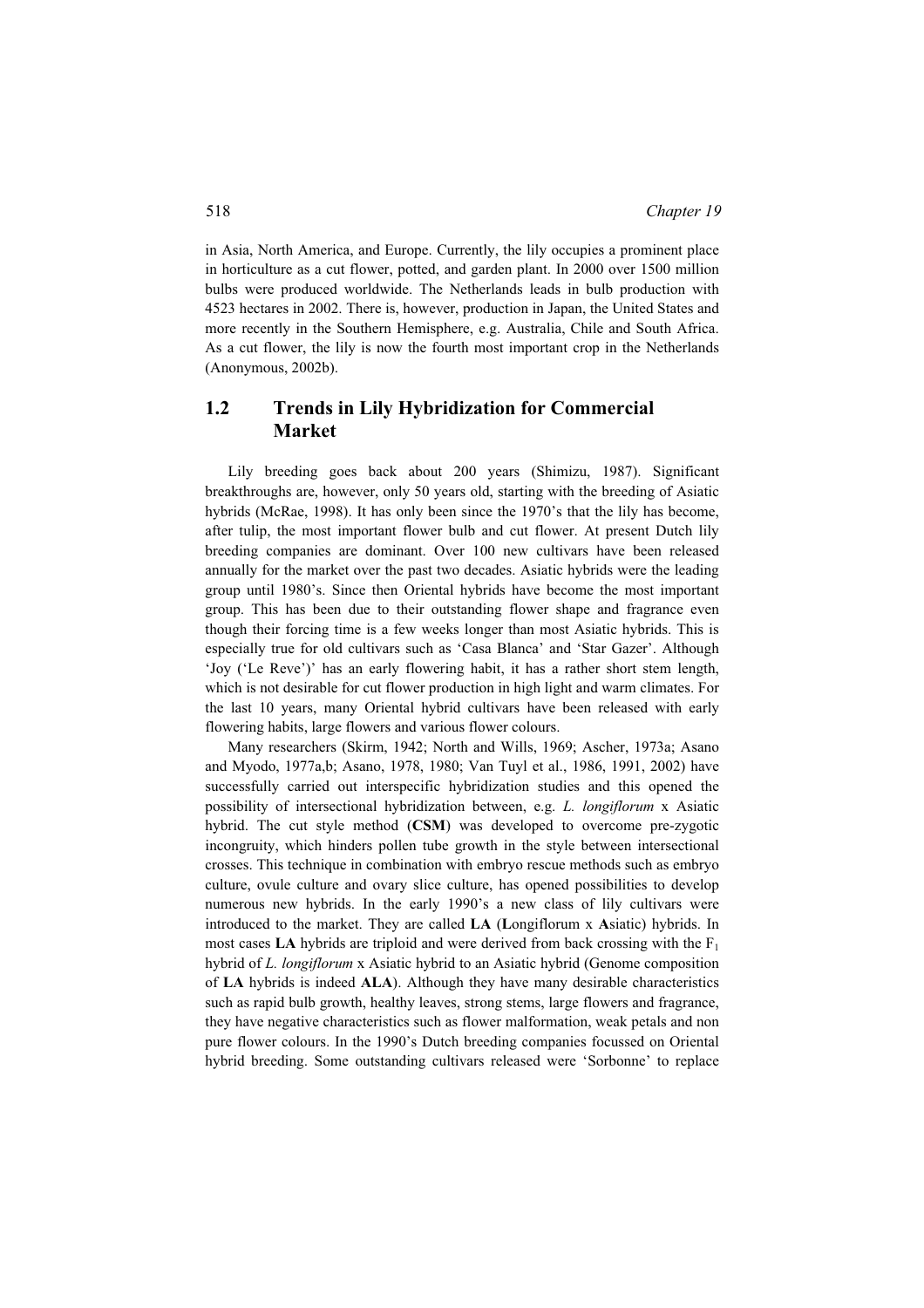in Asia, North America, and Europe. Currently, the lily occupies a prominent place in horticulture as a cut flower, potted, and garden plant. In 2000 over 1500 million bulbs were produced worldwide. The Netherlands leads in bulb production with 4523 hectares in 2002. There is, however, production in Japan, the United States and more recently in the Southern Hemisphere, e.g. Australia, Chile and South Africa. As a cut flower, the lily is now the fourth most important crop in the Netherlands (Anonymous, 2002b).

## 1.2 Trends in Lily Hybridization for Commercial Market

Lily breeding goes back about 200 years (Shimizu, 1987). Significant breakthroughs are, however, only 50 years old, starting with the breeding of Asiatic hybrids (McRae, 1998). It has only been since the 1970's that the lily has become, after tulip, the most important flower bulb and cut flower. At present Dutch lily breeding companies are dominant. Over 100 new cultivars have been released annually for the market over the past two decades. Asiatic hybrids were the leading group until 1980's. Since then Oriental hybrids have become the most important group. This has been due to their outstanding flower shape and fragrance even though their forcing time is a few weeks longer than most Asiatic hybrids. This is especially true for old cultivars such as 'Casa Blanca' and 'Star Gazer'. Although 'Joy ('Le Reve')' has an early flowering habit, it has a rather short stem length, which is not desirable for cut flower production in high light and warm climates. For the last 10 years, many Oriental hybrid cultivars have been released with early flowering habits, large flowers and various flower colours.

Many researchers (Skirm, 1942; North and Wills, 1969; Ascher, 1973a; Asano and Myodo, 1977a,b; Asano, 1978, 1980; Van Tuyl et al., 1986, 1991, 2002) have successfully carried out interspecific hybridization studies and this opened the possibility of intersectional hybridization between, e.g. *L. longiflorum* x Asiatic hybrid. The cut style method (**CSM**) was developed to overcome pre-zygotic incongruity, which hinders pollen tube growth in the style between intersectional crosses. This technique in combination with embryo rescue methods such as embryo culture, ovule culture and ovary slice culture, has opened possibilities to develop numerous new hybrids. In the early 1990's a new class of lily cultivars were introduced to the market. They are called **LA** (**L**ongiflorum x **A**siatic) hybrids. In most cases **LA** hybrids are triploid and were derived from back crossing with the $F_1$ hybrid of *L. longiflorum* x Asiatic hybrid to an Asiatic hybrid (Genome composition of **LA** hybrids is indeed **ALA**). Although they have many desirable characteristics such as rapid bulb growth, healthy leaves, strong stems, large flowers and fragrance, they have negative characteristics such as flower malformation, weak petals and non pure flower colours. In the 1990's Dutch breeding companies focussed on Oriental hybrid breeding. Some outstanding cultivars released were 'Sorbonne' to replace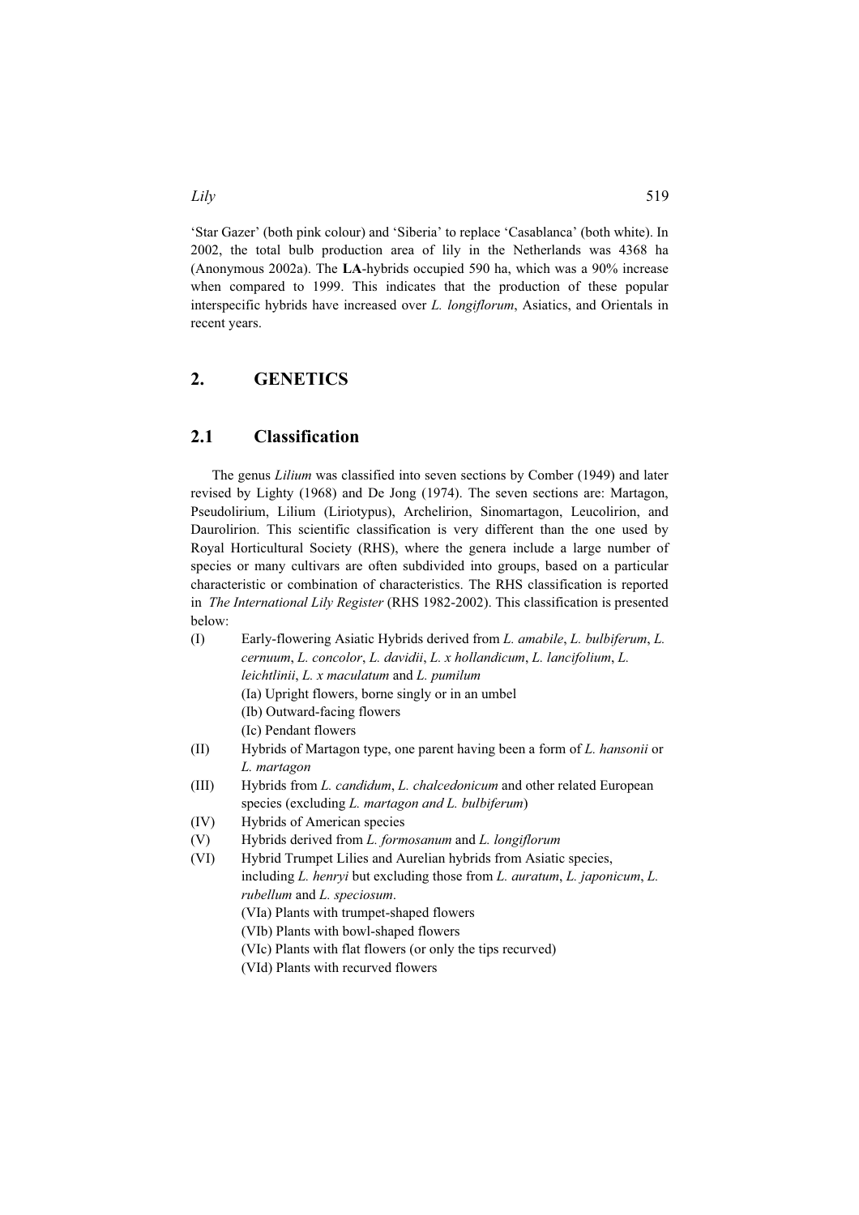'Star Gazer' (both pink colour) and 'Siberia' to replace 'Casablanca' (both white). In 2002, the total bulb production area of lily in the Netherlands was 4368 ha (Anonymous 2002a). The **LA**-hybrids occupied 590 ha, which was a 90% increase when compared to 1999. This indicates that the production of these popular interspecific hybrids have increased over *L. longiflorum*, Asiatics, and Orientals in recent years.

## 2. GENETICS

### 2.1 Classification

The genus *Lilium* was classified into seven sections by Comber (1949) and later revised by Lighty (1968) and De Jong (1974). The seven sections are: Martagon, Pseudolirium, Lilium (Liriotypus), Archelirion, Sinomartagon, Leucolirion, and Daurolirion. This scientific classification is very different than the one used by Royal Horticultural Society (RHS), where the genera include a large number of species or many cultivars are often subdivided into groups, based on a particular characteristic or combination of characteristics. The RHS classification is reported in *The International Lily Register* (RHS 1982-2002). This classification is presented below:

(I) Early-flowering Asiatic Hybrids derived from *L. amabile*, *L. bulbiferum*, *L. cernuum*, *L. concolor*, *L. davidii*, *L. x hollandicum*, *L. lancifolium*, *L. leichtlinii*, *L. x maculatum* and *L. pumilum*
  - (Ia) Upright flowers, borne singly or in an umbel
  - (Ib) Outward-facing flowers
  - (Ic) Pendant flowers

(II) Hybrids of Martagon type, one parent having been a form of *L. hansonii* or *L. martagon*

(III) Hybrids from *L. candidum*, *L. chalcedonicum* and other related European species (excluding *L. martagon and L. bulbiferum*)

(IV) Hybrids of American species

(V) Hybrids derived from *L. formosanum* and *L. longiflorum*

(VI) Hybrid Trumpet Lilies and Aurelian hybrids from Asiatic species, including *L. henryi* but excluding those from *L. auratum*, *L. japonicum*, *L. rubellum* and *L. speciosum*.
  - (VIa) Plants with trumpet-shaped flowers
  - (VIb) Plants with bowl-shaped flowers
  - (VIc) Plants with flat flowers (or only the tips recurved)
  - (VId) Plants with recurved flowers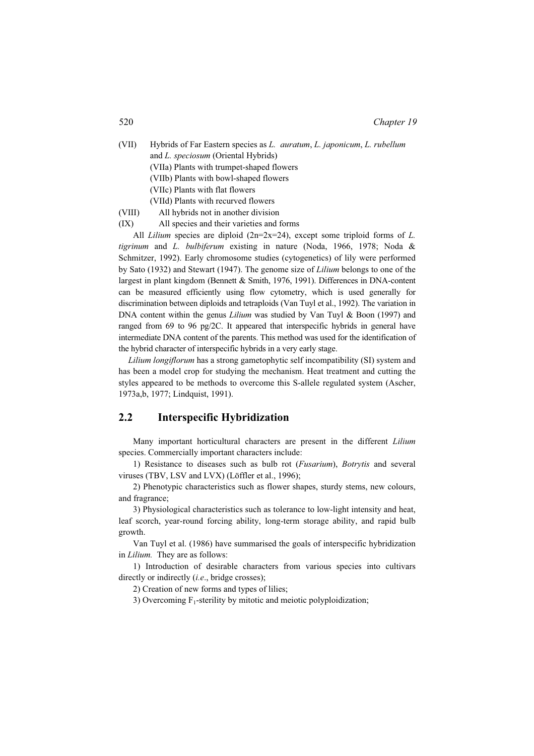(VII) Hybrids of Far Eastern species as *L. auratum*, *L. japonicum*, *L. rubellum* and *L. speciosum* (Oriental Hybrids)

(VIIa) Plants with trumpet-shaped flowers

(VIIb) Plants with bowl-shaped flowers

(VIIc) Plants with flat flowers

(VIId) Plants with recurved flowers

(VIII) All hybrids not in another division

(IX) All species and their varieties and forms

All *Lilium* species are diploid (2n=2x=24), except some triploid forms of *L. tigrinum* and *L. bulbiferum* existing in nature (Noda, 1966, 1978; Noda & Schmitzer, 1992). Early chromosome studies (cytogenetics) of lily were performed by Sato (1932) and Stewart (1947). The genome size of *Lilium* belongs to one of the largest in plant kingdom (Bennett & Smith, 1976, 1991). Differences in DNA-content can be measured efficiently using flow cytometry, which is used generally for discrimination between diploids and tetraploids (Van Tuyl et al., 1992). The variation in DNA content within the genus *Lilium* was studied by Van Tuyl & Boon (1997) and ranged from 69 to 96 pg/2C. It appeared that interspecific hybrids in general have intermediate DNA content of the parents. This method was used for the identification of the hybrid character of interspecific hybrids in a very early stage.

*Lilium longiflorum* has a strong gametophytic self incompatibility (SI) system and has been a model crop for studying the mechanism. Heat treatment and cutting the styles appeared to be methods to overcome this S-allele regulated system (Ascher, 1973a,b, 1977; Lindquist, 1991).

## 2.2 Interspecific Hybridization

Many important horticultural characters are present in the different *Lilium* species. Commercially important characters include:

1) Resistance to diseases such as bulb rot (*Fusarium*), *Botrytis* and several viruses (TBV, LSV and LVX) (Löffler et al., 1996);

2) Phenotypic characteristics such as flower shapes, sturdy stems, new colours, and fragrance;

3) Physiological characteristics such as tolerance to low-light intensity and heat, leaf scorch, year-round forcing ability, long-term storage ability, and rapid bulb growth.

Van Tuyl et al. (1986) have summarised the goals of interspecific hybridization in *Lilium.* They are as follows:

1) Introduction of desirable characters from various species into cultivars directly or indirectly (*i.e.*, bridge crosses);

2) Creation of new forms and types of lilies;

3) Overcoming $F_1$-sterility by mitotic and meiotic polyploidization;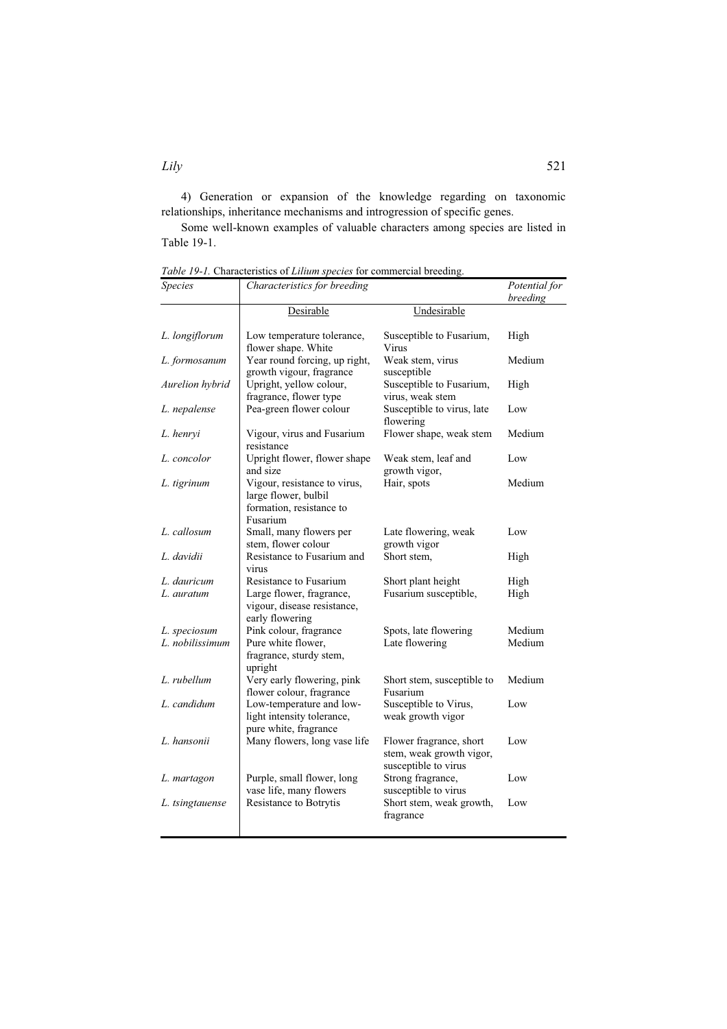4) Generation or expansion of the knowledge regarding on taxonomic relationships, inheritance mechanisms and introgression of specific genes.

Some well-known examples of valuable characters among species are listed in Table 19-1.

*Table 19-1.* Characteristics of *Lilium species* for commercial breeding.

| *Species* | *Characteristics for breeding* | | *Potential for breeding* |
|---|---|---|---|
| | Desirable | Undesirable | |
| *L. longiflorum* | Low temperature tolerance, flower shape. White | Susceptible to Fusarium, Virus | High |
| *L. formosanum* | Year round forcing, up right, growth vigour, fragrance | Weak stem, virus susceptible | Medium |
| *Aurelion hybrid* | Upright, yellow colour, fragrance, flower type | Susceptible to Fusarium, virus, weak stem | High |
| *L. nepalense* | Pea-green flower colour | Susceptible to virus, late flowering | Low |
| *L. henryi* | Vigour, virus and Fusarium resistance | Flower shape, weak stem | Medium |
| *L. concolor* | Upright flower, flower shape and size | Weak stem, leaf and growth vigor, | Low |
| *L. tigrinum* | Vigour, resistance to virus, large flower, bulbil formation, resistance to Fusarium | Hair, spots | Medium |
| *L. callosum* | Small, many flowers per stem, flower colour | Late flowering, weak growth vigor | Low |
| *L. davidii* | Resistance to Fusarium and virus | Short stem, | High |
| *L. dauricum* | Resistance to Fusarium | Short plant height | High |
| *L. auratum* | Large flower, fragrance, vigour, disease resistance, early flowering | Fusarium susceptible, | High |
| *L. speciosum* | Pink colour, fragrance | Spots, late flowering | Medium |
| *L. nobilissimum* | Pure white flower, fragrance, sturdy stem, upright | Late flowering | Medium |
| *L. rubellum* | Very early flowering, pink flower colour, fragrance | Short stem, susceptible to Fusarium | Medium |
| *L. candidum* | Low-temperature and low-light intensity tolerance, pure white, fragrance | Susceptible to Virus, weak growth vigor | Low |
| *L. hansonii* | Many flowers, long vase life | Flower fragrance, short stem, weak growth vigor, susceptible to virus | Low |
| *L. martagon* | Purple, small flower, long vase life, many flowers | Strong fragrance, susceptible to virus | Low |
| *L. tsingtauense* | Resistance to Botrytis | Short stem, weak growth, fragrance | Low |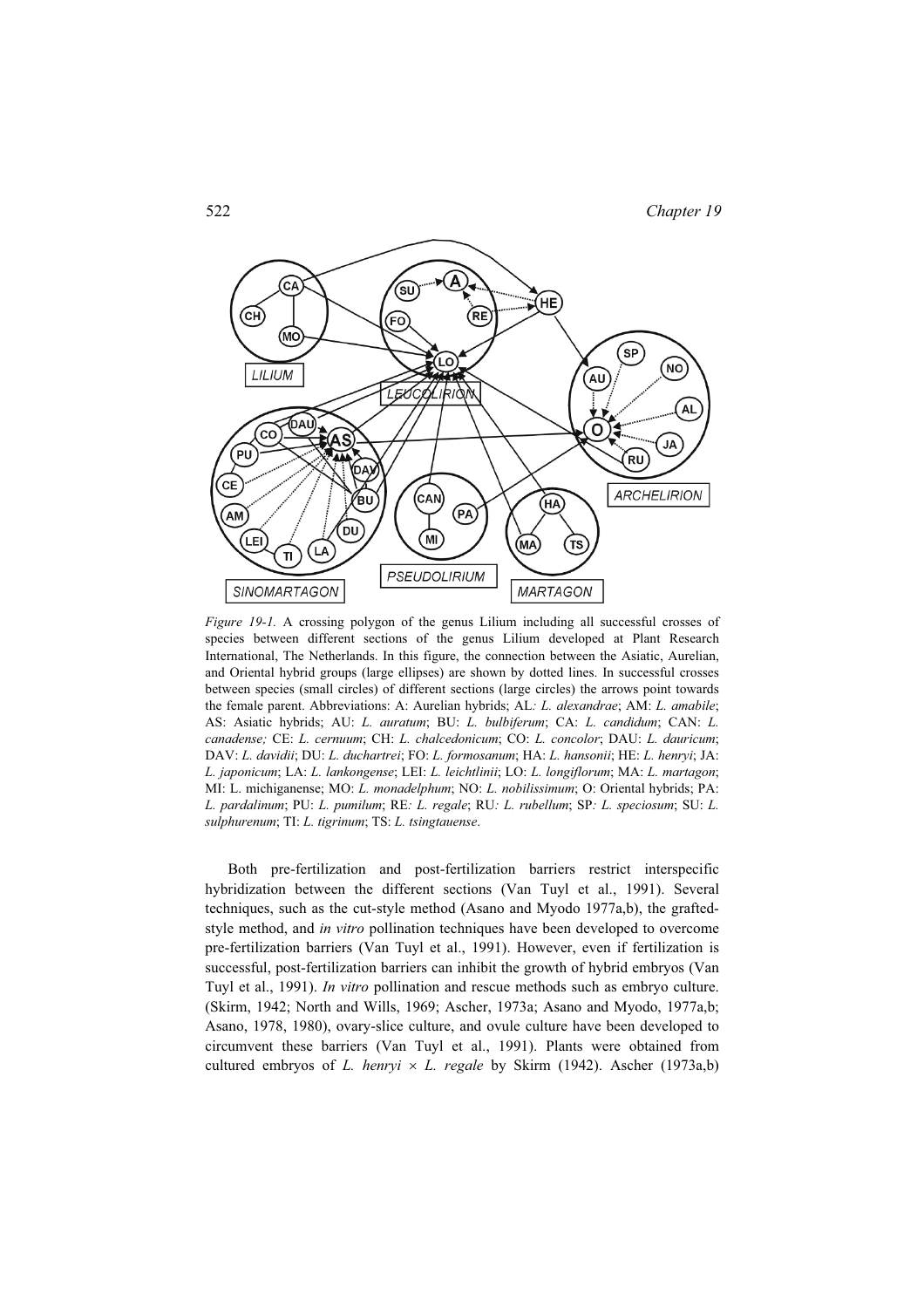*Figure 19-1.* A crossing polygon of the genus Lilium including all successful crosses of species between different sections of the genus Lilium developed at Plant Research International, The Netherlands. In this figure, the connection between the Asiatic, Aurelian, and Oriental hybrid groups (large ellipses) are shown by dotted lines. In successful crosses between species (small circles) of different sections (large circles) the arrows point towards the female parent. Abbreviations: A: Aurelian hybrids; AL: *L. alexandrae*; AM: *L. amabile*; AS: Asiatic hybrids; AU: *L. auratum*; BU: *L. bulbiferum*; CA: *L. candidum*; CAN: *L. canadense;* CE: *L. cernuum*; CH: *L. chalcedonicum*; CO: *L. concolor*; DAU: *L. dauricum*; DAV: *L. davidii*; DU: *L. duchartrei*; FO: *L. formosanum*; HA: *L. hansonii*; HE: *L. henryi*; JA: *L. japonicum*; LA: *L. lankongense*; LEI: *L. leichtlinii*; LO: *L. longiflorum*; MA: *L. martagon*; MI: L. michiganense; MO: *L. monadelphum*; NO: *L. nobilissimum*; O: Oriental hybrids; PA: *L. pardalinum*; PU: *L. pumilum*; RE: *L. regale*; RU: *L. rubellum*; SP: *L. speciosum*; SU: *L. sulphurenum*; TI: *L. tigrinum*; TS: *L. tsingtauense*.

Both pre-fertilization and post-fertilization barriers restrict interspecific hybridization between the different sections (Van Tuyl et al., 1991). Several techniques, such as the cut-style method (Asano and Myodo 1977a,b), the grafted-style method, and *in vitro* pollination techniques have been developed to overcome pre-fertilization barriers (Van Tuyl et al., 1991). However, even if fertilization is successful, post-fertilization barriers can inhibit the growth of hybrid embryos (Van Tuyl et al., 1991). *In vitro* pollination and rescue methods such as embryo culture. (Skirm, 1942; North and Wills, 1969; Ascher, 1973a; Asano and Myodo, 1977a,b; Asano, 1978, 1980), ovary-slice culture, and ovule culture have been developed to circumvent these barriers (Van Tuyl et al., 1991). Plants were obtained from cultured embryos of *L. henryi* × *L. regale* by Skirm (1942). Ascher (1973a,b)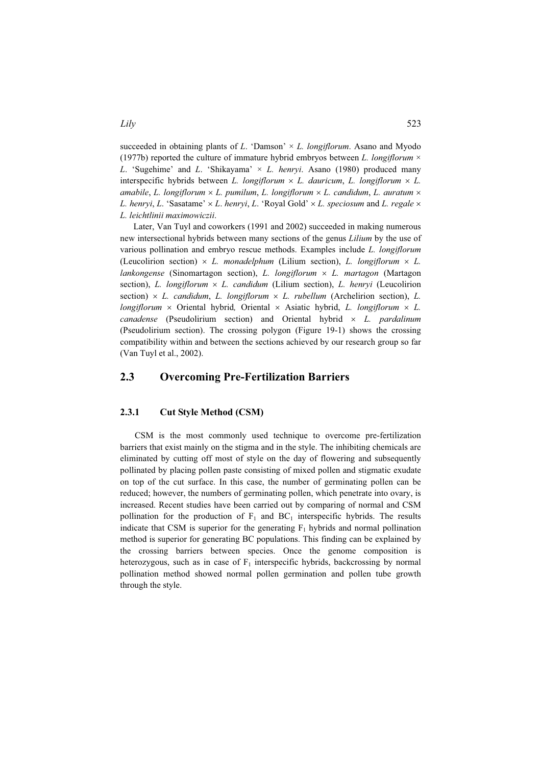succeeded in obtaining plants of *L*. 'Damson' × *L. longiflorum*. Asano and Myodo (1977b) reported the culture of immature hybrid embryos between *L. longiflorum* × *L*. 'Sugehime' and *L*. 'Shikayama' × *L. henryi*. Asano (1980) produced many interspecific hybrids between *L. longiflorum* × *L. dauricum*, *L. longiflorum* × *L. amabile*, *L. longiflorum* × *L. pumilum*, *L. longiflorum* × *L. candidum*, *L. auratum* × *L. henryi*, *L*. 'Sasatame' × *L. henryi*, *L*. 'Royal Gold' × *L. speciosum* and *L. regale* × *L. leichtlinii maximowiczii*.

Later, Van Tuyl and coworkers (1991 and 2002) succeeded in making numerous new intersectional hybrids between many sections of the genus *Lilium* by the use of various pollination and embryo rescue methods. Examples include *L. longiflorum* (Leucolirion section) × *L. monadelphum* (Lilium section), *L. longiflorum* × *L. lankongense* (Sinomartagon section), *L. longiflorum* × *L. martagon* (Martagon section), *L. longiflorum* × *L. candidum* (Lilium section), *L. henryi* (Leucolirion section) × *L. candidum*, *L. longiflorum* × *L. rubellum* (Archelirion section), *L. longiflorum* × Oriental hybrid, Oriental × Asiatic hybrid, *L. longiflorum* × *L. canadense* (Pseudolirium section) and Oriental hybrid × *L. pardalinum* (Pseudolirium section). The crossing polygon (Figure 19-1) shows the crossing compatibility within and between the sections achieved by our research group so far (Van Tuyl et al., 2002).

## 2.3 Overcoming Pre-Fertilization Barriers

### 2.3.1 Cut Style Method (CSM)

CSM is the most commonly used technique to overcome pre-fertilization barriers that exist mainly on the stigma and in the style. The inhibiting chemicals are eliminated by cutting off most of style on the day of flowering and subsequently pollinated by placing pollen paste consisting of mixed pollen and stigmatic exudate on top of the cut surface. In this case, the number of germinating pollen can be reduced; however, the numbers of germinating pollen, which penetrate into ovary, is increased. Recent studies have been carried out by comparing of normal and CSM pollination for the production of $F_1$ and $BC_1$ interspecific hybrids. The results indicate that CSM is superior for the generating $F_1$ hybrids and normal pollination method is superior for generating BC populations. This finding can be explained by the crossing barriers between species. Once the genome composition is heterozygous, such as in case of $F_1$ interspecific hybrids, backcrossing by normal pollination method showed normal pollen germination and pollen tube growth through the style.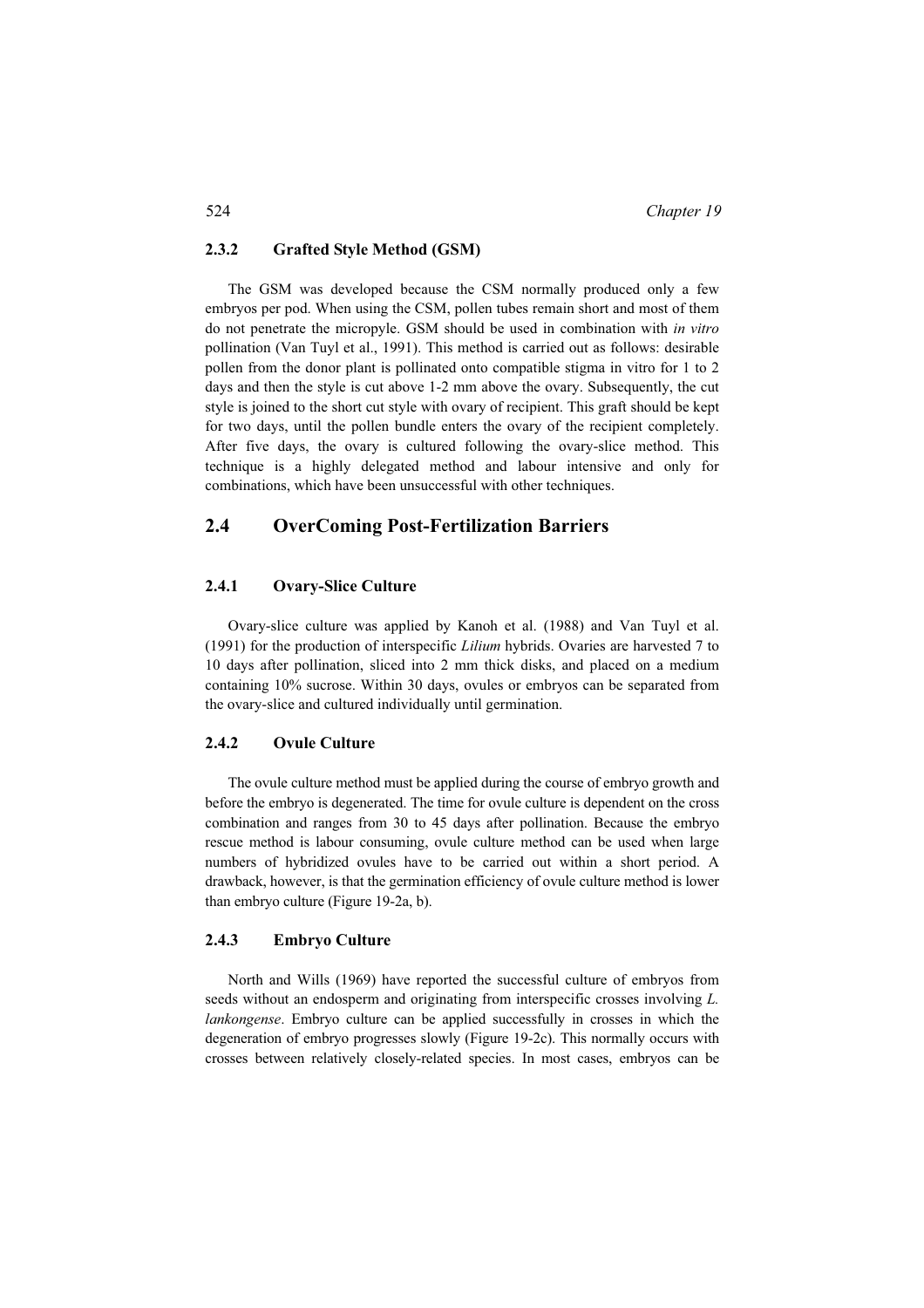### 2.3.2 Grafted Style Method (GSM)

The GSM was developed because the CSM normally produced only a few embryos per pod. When using the CSM, pollen tubes remain short and most of them do not penetrate the micropyle. GSM should be used in combination with *in vitro* pollination (Van Tuyl et al., 1991). This method is carried out as follows: desirable pollen from the donor plant is pollinated onto compatible stigma in vitro for 1 to 2 days and then the style is cut above 1-2 mm above the ovary. Subsequently, the cut style is joined to the short cut style with ovary of recipient. This graft should be kept for two days, until the pollen bundle enters the ovary of the recipient completely. After five days, the ovary is cultured following the ovary-slice method. This technique is a highly delegated method and labour intensive and only for combinations, which have been unsuccessful with other techniques.

## 2.4 OverComing Post-Fertilization Barriers

### 2.4.1 Ovary-Slice Culture

Ovary-slice culture was applied by Kanoh et al. (1988) and Van Tuyl et al. (1991) for the production of interspecific *Lilium* hybrids. Ovaries are harvested 7 to 10 days after pollination, sliced into 2 mm thick disks, and placed on a medium containing 10% sucrose. Within 30 days, ovules or embryos can be separated from the ovary-slice and cultured individually until germination.

### 2.4.2 Ovule Culture

The ovule culture method must be applied during the course of embryo growth and before the embryo is degenerated. The time for ovule culture is dependent on the cross combination and ranges from 30 to 45 days after pollination. Because the embryo rescue method is labour consuming, ovule culture method can be used when large numbers of hybridized ovules have to be carried out within a short period. A drawback, however, is that the germination efficiency of ovule culture method is lower than embryo culture (Figure 19-2a, b).

### 2.4.3 Embryo Culture

North and Wills (1969) have reported the successful culture of embryos from seeds without an endosperm and originating from interspecific crosses involving *L. lankongense*. Embryo culture can be applied successfully in crosses in which the degeneration of embryo progresses slowly (Figure 19-2c). This normally occurs with crosses between relatively closely-related species. In most cases, embryos can be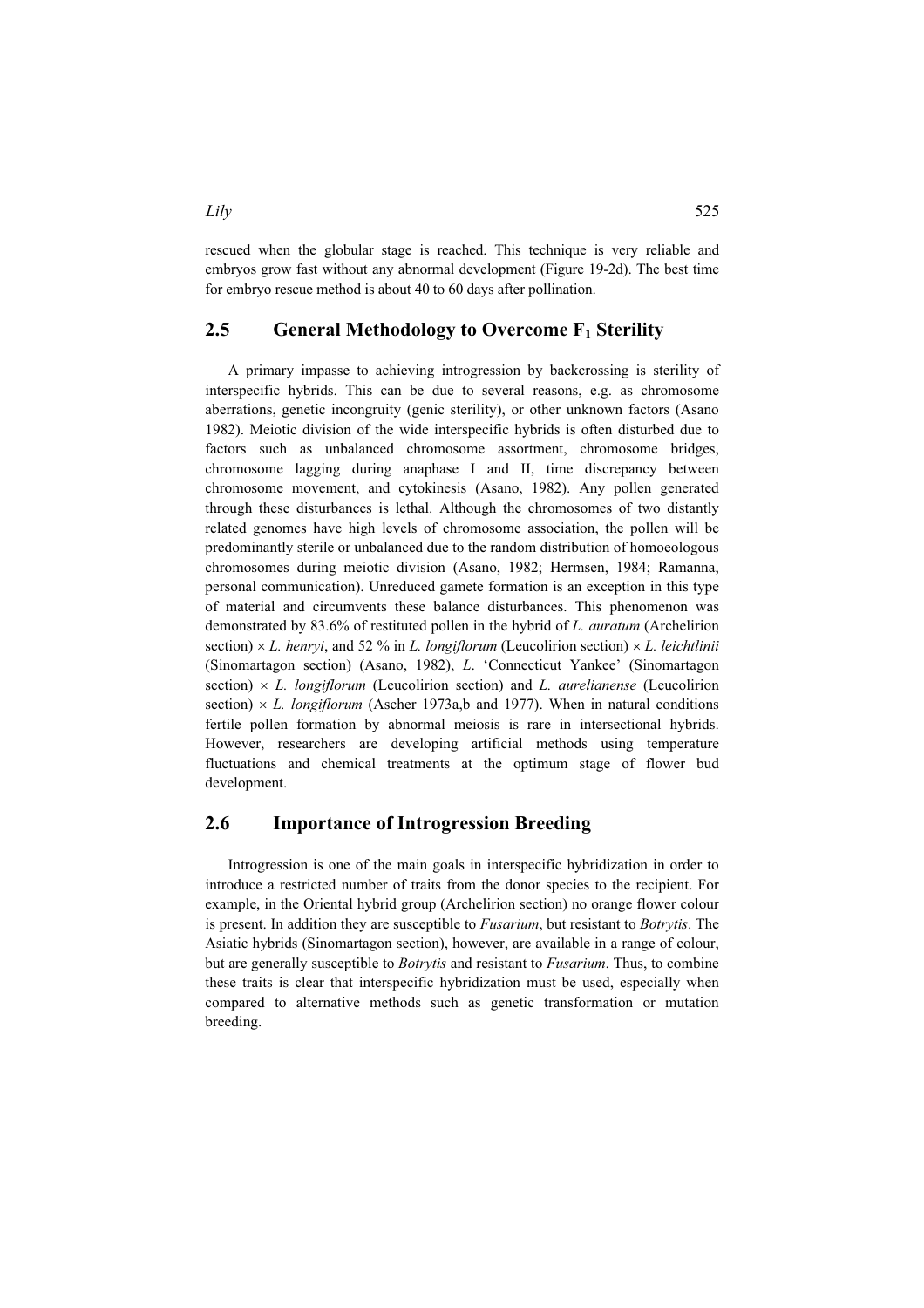rescued when the globular stage is reached. This technique is very reliable and embryos grow fast without any abnormal development (Figure 19-2d). The best time for embryo rescue method is about 40 to 60 days after pollination.

## 2.5 General Methodology to Overcome $F_1$ Sterility

A primary impasse to achieving introgression by backcrossing is sterility of interspecific hybrids. This can be due to several reasons, e.g. as chromosome aberrations, genetic incongruity (genic sterility), or other unknown factors (Asano 1982). Meiotic division of the wide interspecific hybrids is often disturbed due to factors such as unbalanced chromosome assortment, chromosome bridges, chromosome lagging during anaphase I and II, time discrepancy between chromosome movement, and cytokinesis (Asano, 1982). Any pollen generated through these disturbances is lethal. Although the chromosomes of two distantly related genomes have high levels of chromosome association, the pollen will be predominantly sterile or unbalanced due to the random distribution of homoeologous chromosomes during meiotic division (Asano, 1982; Hermsen, 1984; Ramanna, personal communication). Unreduced gamete formation is an exception in this type of material and circumvents these balance disturbances. This phenomenon was demonstrated by 83.6% of restituted pollen in the hybrid of *L. auratum* (Archelirion section) × *L. henryi*, and 52 % in *L. longiflorum* (Leucolirion section) × *L. leichtlinii* (Sinomartagon section) (Asano, 1982), *L.* 'Connecticut Yankee' (Sinomartagon section) × *L. longiflorum* (Leucolirion section) and *L. aurelianense* (Leucolirion section) × *L. longiflorum* (Ascher 1973a,b and 1977). When in natural conditions fertile pollen formation by abnormal meiosis is rare in intersectional hybrids. However, researchers are developing artificial methods using temperature fluctuations and chemical treatments at the optimum stage of flower bud development.

## 2.6 Importance of Introgression Breeding

Introgression is one of the main goals in interspecific hybridization in order to introduce a restricted number of traits from the donor species to the recipient. For example, in the Oriental hybrid group (Archelirion section) no orange flower colour is present. In addition they are susceptible to *Fusarium*, but resistant to *Botrytis*. The Asiatic hybrids (Sinomartagon section), however, are available in a range of colour, but are generally susceptible to *Botrytis* and resistant to *Fusarium*. Thus, to combine these traits is clear that interspecific hybridization must be used, especially when compared to alternative methods such as genetic transformation or mutation breeding.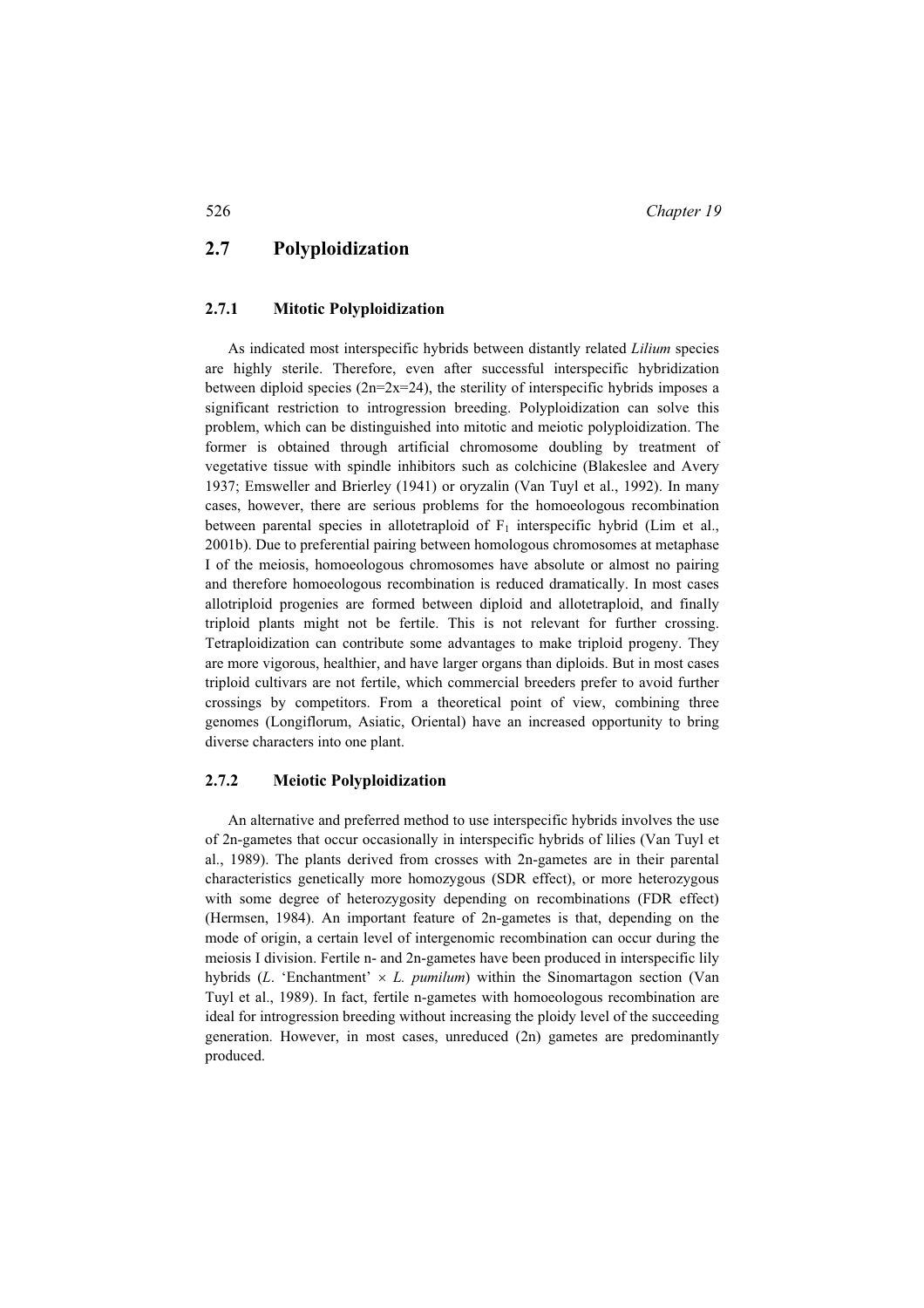## 2.7 Polyploidization

### 2.7.1 Mitotic Polyploidization

As indicated most interspecific hybrids between distantly related *Lilium* species are highly sterile. Therefore, even after successful interspecific hybridization between diploid species (2n=2x=24), the sterility of interspecific hybrids imposes a significant restriction to introgression breeding. Polyploidization can solve this problem, which can be distinguished into mitotic and meiotic polyploidization. The former is obtained through artificial chromosome doubling by treatment of vegetative tissue with spindle inhibitors such as colchicine (Blakeslee and Avery 1937; Emsweller and Brierley (1941) or oryzalin (Van Tuyl et al., 1992). In many cases, however, there are serious problems for the homoeologous recombination between parental species in allotetraploid of $F_1$ interspecific hybrid (Lim et al., 2001b). Due to preferential pairing between homologous chromosomes at metaphase I of the meiosis, homoeologous chromosomes have absolute or almost no pairing and therefore homoeologous recombination is reduced dramatically. In most cases allotriploid progenies are formed between diploid and allotetraploid, and finally triploid plants might not be fertile. This is not relevant for further crossing. Tetraploidization can contribute some advantages to make triploid progeny. They are more vigorous, healthier, and have larger organs than diploids. But in most cases triploid cultivars are not fertile, which commercial breeders prefer to avoid further crossings by competitors. From a theoretical point of view, combining three genomes (Longiflorum, Asiatic, Oriental) have an increased opportunity to bring diverse characters into one plant.

### 2.7.2 Meiotic Polyploidization

An alternative and preferred method to use interspecific hybrids involves the use of 2n-gametes that occur occasionally in interspecific hybrids of lilies (Van Tuyl et al., 1989). The plants derived from crosses with 2n-gametes are in their parental characteristics genetically more homozygous (SDR effect), or more heterozygous with some degree of heterozygosity depending on recombinations (FDR effect) (Hermsen, 1984). An important feature of 2n-gametes is that, depending on the mode of origin, a certain level of intergenomic recombination can occur during the meiosis I division. Fertile n- and 2n-gametes have been produced in interspecific lily hybrids (*L*. 'Enchantment' × *L. pumilum*) within the Sinomartagon section (Van Tuyl et al., 1989). In fact, fertile n-gametes with homoeologous recombination are ideal for introgression breeding without increasing the ploidy level of the succeeding generation. However, in most cases, unreduced (2n) gametes are predominantly produced.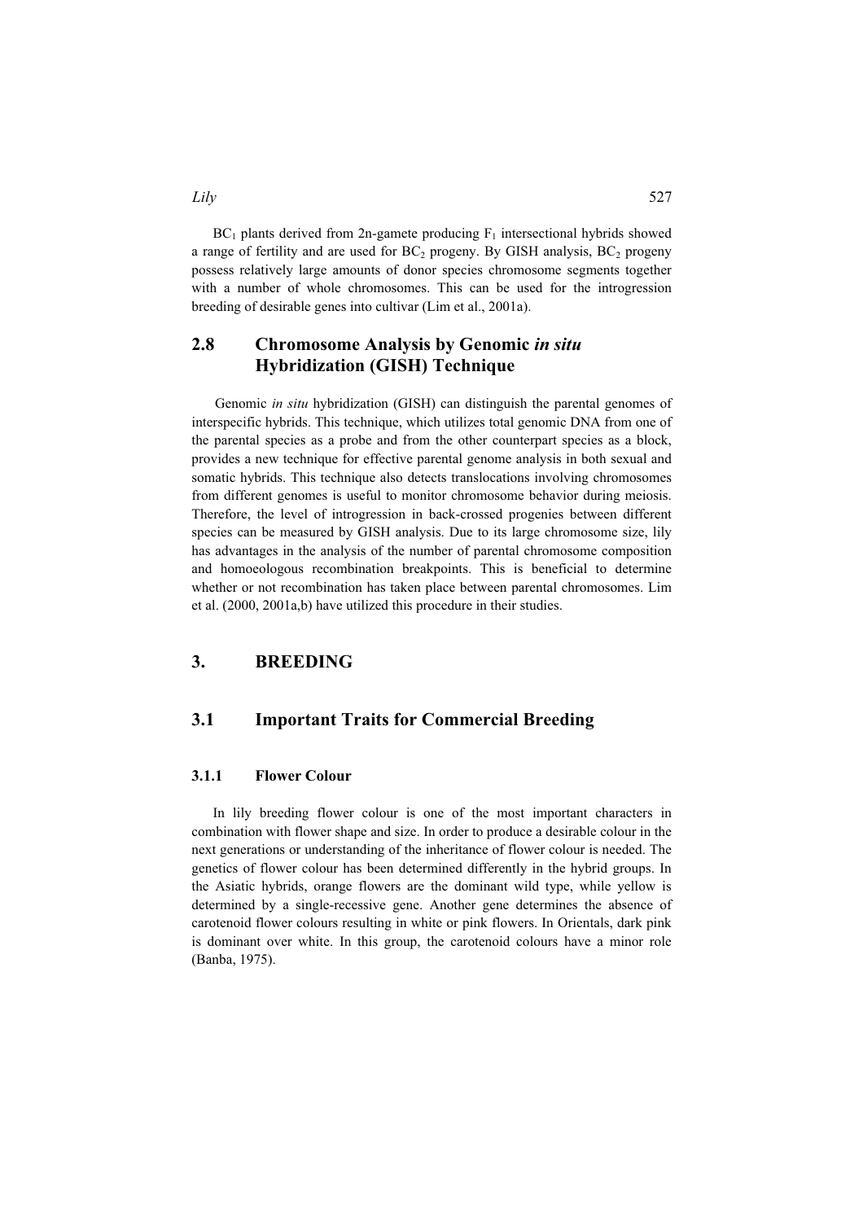$BC_1$ plants derived from 2n-gamete producing $F_1$ intersectional hybrids showed a range of fertility and are used for $BC_2$ progeny. By GISH analysis, $BC_2$ progeny possess relatively large amounts of donor species chromosome segments together with a number of whole chromosomes. This can be used for the introgression breeding of desirable genes into cultivar (Lim et al., 2001a).

## 2.8 Chromosome Analysis by Genomic *in situ* Hybridization (GISH) Technique

Genomic *in situ* hybridization (GISH) can distinguish the parental genomes of interspecific hybrids. This technique, which utilizes total genomic DNA from one of the parental species as a probe and from the other counterpart species as a block, provides a new technique for effective parental genome analysis in both sexual and somatic hybrids. This technique also detects translocations involving chromosomes from different genomes is useful to monitor chromosome behavior during meiosis. Therefore, the level of introgression in back-crossed progenies between different species can be measured by GISH analysis. Due to its large chromosome size, lily has advantages in the analysis of the number of parental chromosome composition and homoeologous recombination breakpoints. This is beneficial to determine whether or not recombination has taken place between parental chromosomes. Lim et al. (2000, 2001a,b) have utilized this procedure in their studies.

# 3. BREEDING

## 3.1 Important Traits for Commercial Breeding

### 3.1.1 Flower Colour

In lily breeding flower colour is one of the most important characters in combination with flower shape and size. In order to produce a desirable colour in the next generations or understanding of the inheritance of flower colour is needed. The genetics of flower colour has been determined differently in the hybrid groups. In the Asiatic hybrids, orange flowers are the dominant wild type, while yellow is determined by a single-recessive gene. Another gene determines the absence of carotenoid flower colours resulting in white or pink flowers. In Orientals, dark pink is dominant over white. In this group, the carotenoid colours have a minor role (Banba, 1975).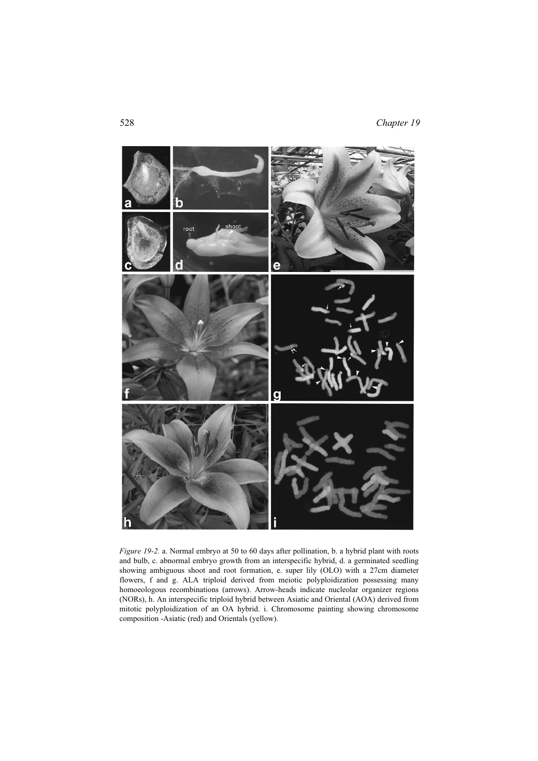*Figure 19-2.* a. Normal embryo at 50 to 60 days after pollination, b. a hybrid plant with roots and bulb, c. abnormal embryo growth from an interspecific hybrid, d. a germinated seedling showing ambiguous shoot and root formation, e. super lily (OLO) with a 27cm diameter flowers, f and g. ALA triploid derived from meiotic polyploidization possessing many homoeologous recombinations (arrows). Arrow-heads indicate nucleolar organizer regions (NORs), h. An interspecific triploid hybrid between Asiatic and Oriental (AOA) derived from mitotic polyploidization of an OA hybrid. i. Chromosome painting showing chromosome composition -Asiatic (red) and Orientals (yellow).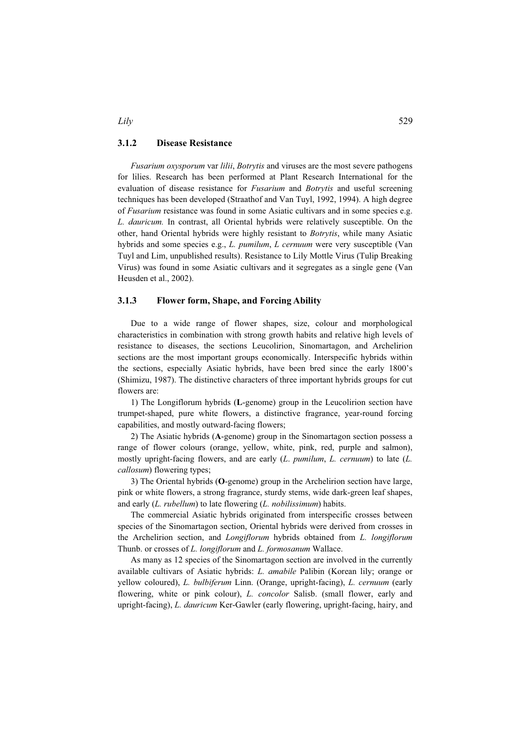### 3.1.2 Disease Resistance

*Fusarium oxysporum* var *lilii*, *Botrytis* and viruses are the most severe pathogens for lilies. Research has been performed at Plant Research International for the evaluation of disease resistance for *Fusarium* and *Botrytis* and useful screening techniques has been developed (Straathof and Van Tuyl, 1992, 1994). A high degree of *Fusarium* resistance was found in some Asiatic cultivars and in some species e.g. *L. dauricum.* In contrast, all Oriental hybrids were relatively susceptible. On the other, hand Oriental hybrids were highly resistant to *Botrytis*, while many Asiatic hybrids and some species e.g., *L. pumilum*, *L cernuum* were very susceptible (Van Tuyl and Lim, unpublished results). Resistance to Lily Mottle Virus (Tulip Breaking Virus) was found in some Asiatic cultivars and it segregates as a single gene (Van Heusden et al., 2002).

### 3.1.3 Flower form, Shape, and Forcing Ability

Due to a wide range of flower shapes, size, colour and morphological characteristics in combination with strong growth habits and relative high levels of resistance to diseases, the sections Leucolirion, Sinomartagon, and Archelirion sections are the most important groups economically. Interspecific hybrids within the sections, especially Asiatic hybrids, have been bred since the early 1800's (Shimizu, 1987). The distinctive characters of three important hybrids groups for cut flowers are:

1) The Longiflorum hybrids (**L**-genome) group in the Leucolirion section have trumpet-shaped, pure white flowers, a distinctive fragrance, year-round forcing capabilities, and mostly outward-facing flowers;

2) The Asiatic hybrids (**A**-genome) group in the Sinomartagon section possess a range of flower colours (orange, yellow, white, pink, red, purple and salmon), mostly upright-facing flowers, and are early (*L*. *pumilum*, *L. cernuum*) to late (*L. callosum*) flowering types;

3) The Oriental hybrids (**O**-genome) group in the Archelirion section have large, pink or white flowers, a strong fragrance, sturdy stems, wide dark-green leaf shapes, and early (*L. rubellum*) to late flowering (*L. nobilissimum*) habits.

The commercial Asiatic hybrids originated from interspecific crosses between species of the Sinomartagon section, Oriental hybrids were derived from crosses in the Archelirion section, and *Longiflorum* hybrids obtained from *L. longiflorum* Thunb. or crosses of *L. longiflorum* and *L. formosanum* Wallace.

As many as 12 species of the Sinomartagon section are involved in the currently available cultivars of Asiatic hybrids: *L. amabile* Palibin (Korean lily; orange or yellow coloured), *L. bulbiferum* Linn. (Orange, upright-facing), *L. cernuum* (early flowering, white or pink colour), *L. concolor* Salisb. (small flower, early and upright-facing), *L. dauricum* Ker-Gawler (early flowering, upright-facing, hairy, and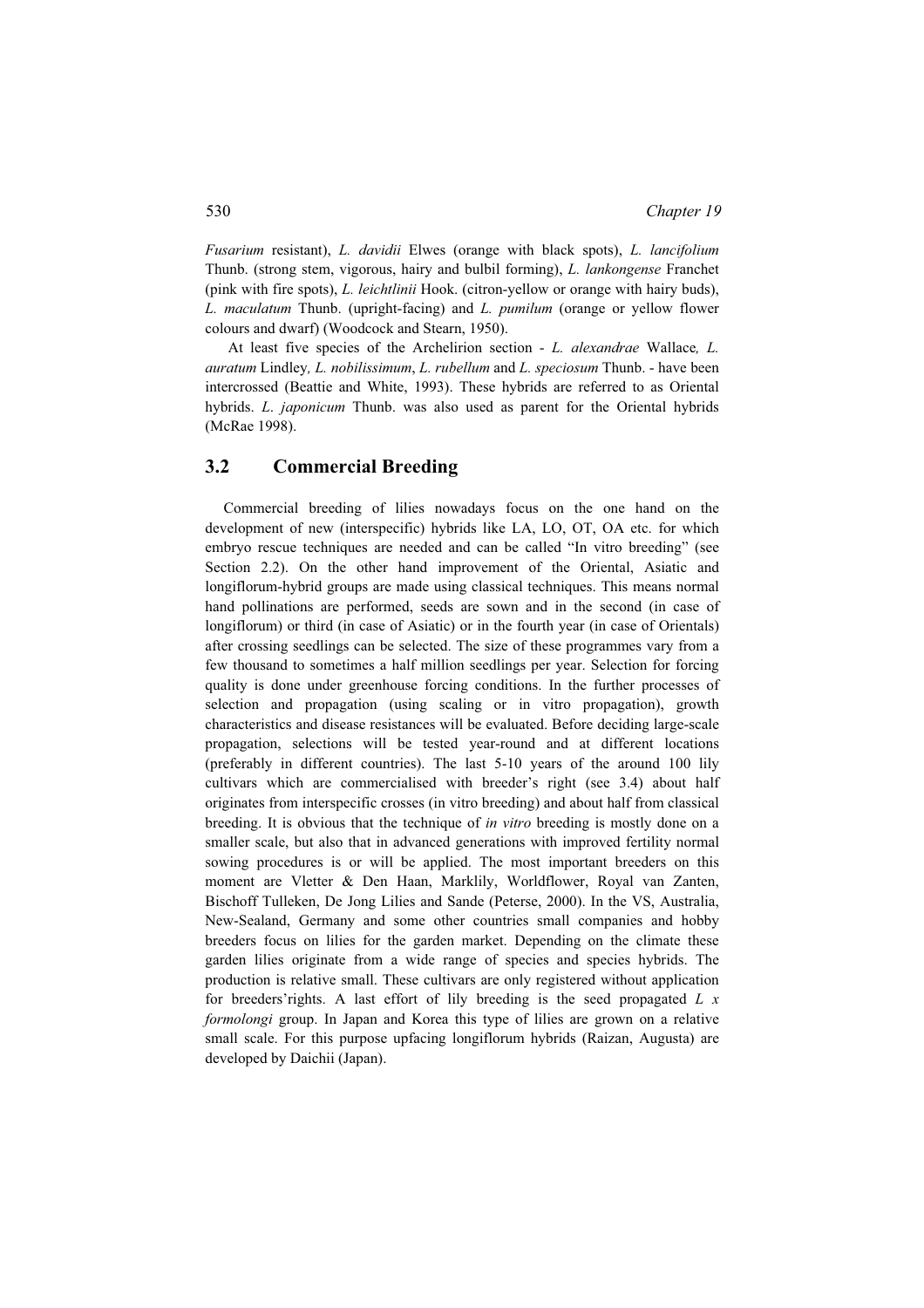*Fusarium* resistant), *L. davidii* Elwes (orange with black spots), *L. lancifolium* Thunb. (strong stem, vigorous, hairy and bulbil forming), *L. lankongense* Franchet (pink with fire spots), *L. leichtlinii* Hook. (citron-yellow or orange with hairy buds), *L. maculatum* Thunb. (upright-facing) and *L. pumilum* (orange or yellow flower colours and dwarf) (Woodcock and Stearn, 1950).

At least five species of the Archelirion section - *L. alexandrae* Wallace*, L. auratum* Lindley*, L. nobilissimum*, *L. rubellum* and *L. speciosum* Thunb. - have been intercrossed (Beattie and White, 1993). These hybrids are referred to as Oriental hybrids. *L. japonicum* Thunb. was also used as parent for the Oriental hybrids (McRae 1998).

## 3.2 Commercial Breeding

Commercial breeding of lilies nowadays focus on the one hand on the development of new (interspecific) hybrids like LA, LO, OT, OA etc. for which embryo rescue techniques are needed and can be called "In vitro breeding" (see Section 2.2). On the other hand improvement of the Oriental, Asiatic and longiflorum-hybrid groups are made using classical techniques. This means normal hand pollinations are performed, seeds are sown and in the second (in case of longiflorum) or third (in case of Asiatic) or in the fourth year (in case of Orientals) after crossing seedlings can be selected. The size of these programmes vary from a few thousand to sometimes a half million seedlings per year. Selection for forcing quality is done under greenhouse forcing conditions. In the further processes of selection and propagation (using scaling or in vitro propagation), growth characteristics and disease resistances will be evaluated. Before deciding large-scale propagation, selections will be tested year-round and at different locations (preferably in different countries). The last 5-10 years of the around 100 lily cultivars which are commercialised with breeder's right (see 3.4) about half originates from interspecific crosses (in vitro breeding) and about half from classical breeding. It is obvious that the technique of *in vitro* breeding is mostly done on a smaller scale, but also that in advanced generations with improved fertility normal sowing procedures is or will be applied. The most important breeders on this moment are Vletter & Den Haan, Marklily, Worldflower, Royal van Zanten, Bischoff Tulleken, De Jong Lilies and Sande (Peterse, 2000). In the VS, Australia, New-Sealand, Germany and some other countries small companies and hobby breeders focus on lilies for the garden market. Depending on the climate these garden lilies originate from a wide range of species and species hybrids. The production is relative small. These cultivars are only registered without application for breeders'rights. A last effort of lily breeding is the seed propagated *L x formolongi* group. In Japan and Korea this type of lilies are grown on a relative small scale. For this purpose upfacing longiflorum hybrids (Raizan, Augusta) are developed by Daichii (Japan).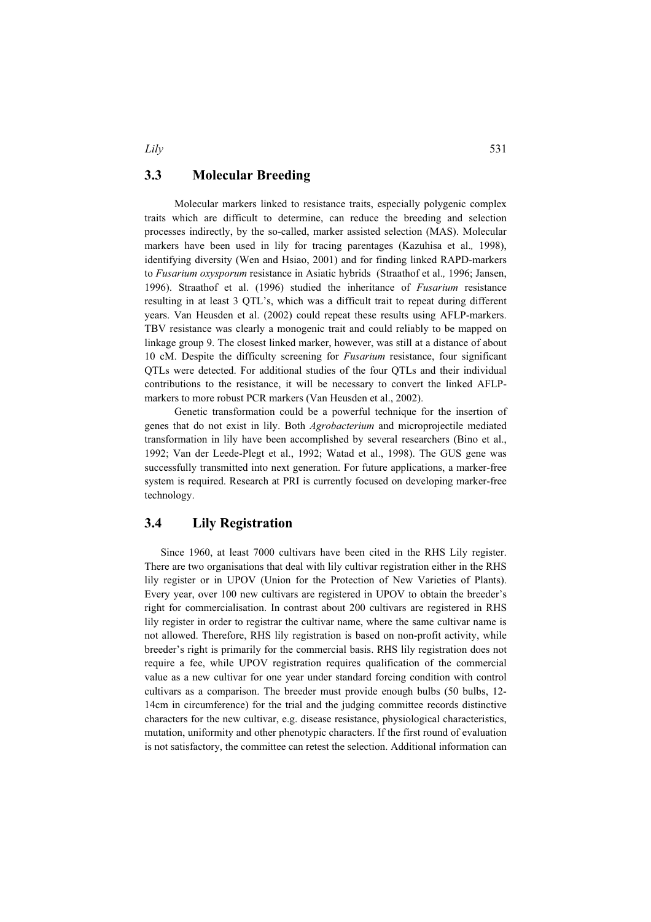## 3.3 Molecular Breeding

Molecular markers linked to resistance traits, especially polygenic complex traits which are difficult to determine, can reduce the breeding and selection processes indirectly, by the so-called, marker assisted selection (MAS). Molecular markers have been used in lily for tracing parentages (Kazuhisa et al., 1998), identifying diversity (Wen and Hsiao, 2001) and for finding linked RAPD-markers to *Fusarium oxysporum* resistance in Asiatic hybrids (Straathof et al., 1996; Jansen, 1996). Straathof et al. (1996) studied the inheritance of *Fusarium* resistance resulting in at least 3 QTL's, which was a difficult trait to repeat during different years. Van Heusden et al. (2002) could repeat these results using AFLP-markers. TBV resistance was clearly a monogenic trait and could reliably to be mapped on linkage group 9. The closest linked marker, however, was still at a distance of about 10 cM. Despite the difficulty screening for *Fusarium* resistance, four significant QTLs were detected. For additional studies of the four QTLs and their individual contributions to the resistance, it will be necessary to convert the linked AFLP-markers to more robust PCR markers (Van Heusden et al., 2002).

Genetic transformation could be a powerful technique for the insertion of genes that do not exist in lily. Both *Agrobacterium* and microprojectile mediated transformation in lily have been accomplished by several researchers (Bino et al., 1992; Van der Leede-Plegt et al., 1992; Watad et al., 1998). The GUS gene was successfully transmitted into next generation. For future applications, a marker-free system is required. Research at PRI is currently focused on developing marker-free technology.

## 3.4 Lily Registration

Since 1960, at least 7000 cultivars have been cited in the RHS Lily register. There are two organisations that deal with lily cultivar registration either in the RHS lily register or in UPOV (Union for the Protection of New Varieties of Plants). Every year, over 100 new cultivars are registered in UPOV to obtain the breeder's right for commercialisation. In contrast about 200 cultivars are registered in RHS lily register in order to registrar the cultivar name, where the same cultivar name is not allowed. Therefore, RHS lily registration is based on non-profit activity, while breeder's right is primarily for the commercial basis. RHS lily registration does not require a fee, while UPOV registration requires qualification of the commercial value as a new cultivar for one year under standard forcing condition with control cultivars as a comparison. The breeder must provide enough bulbs (50 bulbs, 12-14cm in circumference) for the trial and the judging committee records distinctive characters for the new cultivar, e.g. disease resistance, physiological characteristics, mutation, uniformity and other phenotypic characters. If the first round of evaluation is not satisfactory, the committee can retest the selection. Additional information can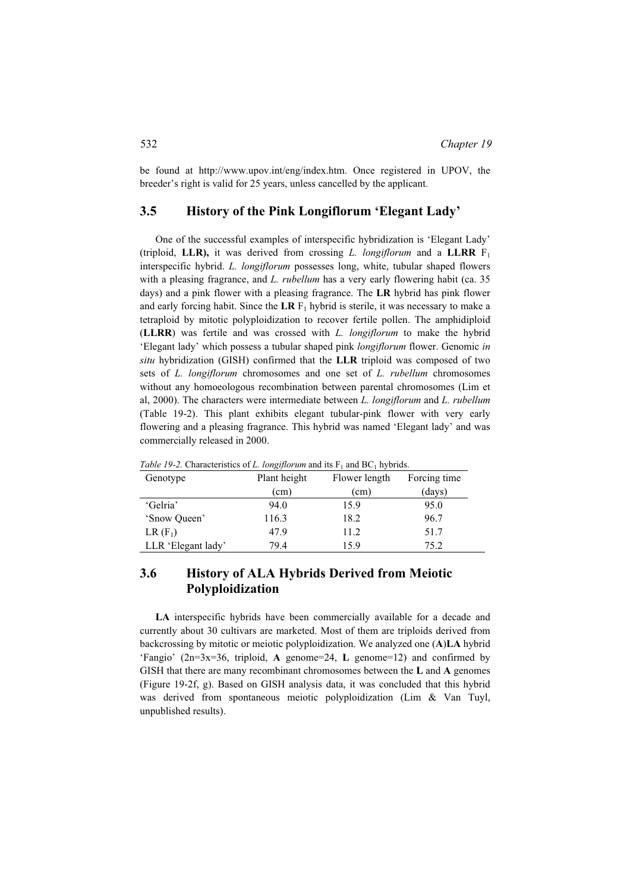be found at http://www.upov.int/eng/index.htm. Once registered in UPOV, the breeder's right is valid for 25 years, unless cancelled by the applicant.

## 3.5 History of the Pink Longiflorum 'Elegant Lady'

One of the successful examples of interspecific hybridization is 'Elegant Lady' (triploid, **LLR),** it was derived from crossing *L. longiflorum* and a **LLRR** $F_1$ interspecific hybrid. *L. longiflorum* possesses long, white, tubular shaped flowers with a pleasing fragrance, and *L. rubellum* has a very early flowering habit (ca. 35 days) and a pink flower with a pleasing fragrance. The **LR** hybrid has pink flower and early forcing habit. Since the **LR** $F_1$ hybrid is sterile, it was necessary to make a tetraploid by mitotic polyploidization to recover fertile pollen. The amphidiploid (**LLRR**) was fertile and was crossed with *L. longiflorum* to make the hybrid 'Elegant lady' which possess a tubular shaped pink *longiflorum* flower. Genomic *in situ* hybridization (GISH) confirmed that the **LLR** triploid was composed of two sets of *L. longiflorum* chromosomes and one set of *L. rubellum* chromosomes without any homoeologous recombination between parental chromosomes (Lim et al, 2000). The characters were intermediate between *L. longiflorum* and *L. rubellum* (Table 19-2). This plant exhibits elegant tubular-pink flower with very early flowering and a pleasing fragrance. This hybrid was named 'Elegant lady' and was commercially released in 2000.

*Table 19-2.* Characteristics of *L. longiflorum* and its $F_1$ and $BC_1$ hybrids.

| Genotype | Plant height (cm) | Flower length (cm) | Forcing time (days) |
|---|---|---|---|
| 'Gelria' | 94.0 | 15.9 | 95.0 |
| 'Snow Queen' | 116.3 | 18.2 | 96.7 |
| LR ($F_1$) | 47.9 | 11.2 | 51.7 |
| LLR 'Elegant lady' | 79.4 | 15.9 | 75.2 |

## 3.6 History of ALA Hybrids Derived from Meiotic Polyploidization

**LA** interspecific hybrids have been commercially available for a decade and currently about 30 cultivars are marketed. Most of them are triploids derived from backcrossing by mitotic or meiotic polyploidization. We analyzed one (**A**)**LA** hybrid 'Fangio' (2n=3x=36, triploid, **A** genome=24, **L** genome=12) and confirmed by GISH that there are many recombinant chromosomes between the **L** and **A** genomes (Figure 19-2f, g). Based on GISH analysis data, it was concluded that this hybrid was derived from spontaneous meiotic polyploidization (Lim & Van Tuyl, unpublished results).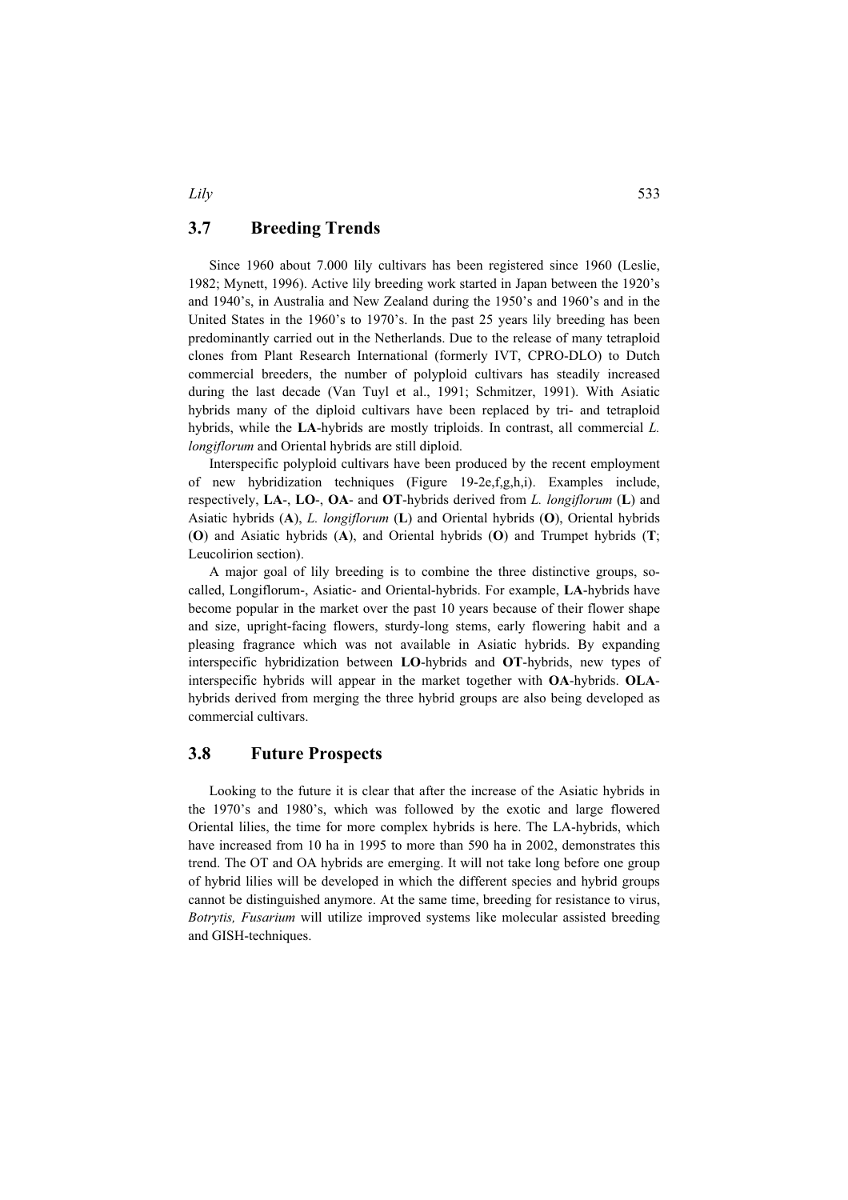## 3.7 Breeding Trends

Since 1960 about 7.000 lily cultivars has been registered since 1960 (Leslie, 1982; Mynett, 1996). Active lily breeding work started in Japan between the 1920's and 1940's, in Australia and New Zealand during the 1950's and 1960's and in the United States in the 1960's to 1970's. In the past 25 years lily breeding has been predominantly carried out in the Netherlands. Due to the release of many tetraploid clones from Plant Research International (formerly IVT, CPRO-DLO) to Dutch commercial breeders, the number of polyploid cultivars has steadily increased during the last decade (Van Tuyl et al., 1991; Schmitzer, 1991). With Asiatic hybrids many of the diploid cultivars have been replaced by tri- and tetraploid hybrids, while the **LA**-hybrids are mostly triploids. In contrast, all commercial *L. longiflorum* and Oriental hybrids are still diploid.

Interspecific polyploid cultivars have been produced by the recent employment of new hybridization techniques (Figure 19-2e,f,g,h,i). Examples include, respectively, **LA**-, **LO**-, **OA**- and **OT**-hybrids derived from *L. longiflorum* (**L**) and Asiatic hybrids (**A**), *L. longiflorum* (**L**) and Oriental hybrids (**O**), Oriental hybrids (**O**) and Asiatic hybrids (**A**), and Oriental hybrids (**O**) and Trumpet hybrids (**T**; Leucolirion section).

A major goal of lily breeding is to combine the three distinctive groups, so-called, Longiflorum-, Asiatic- and Oriental-hybrids. For example, **LA**-hybrids have become popular in the market over the past 10 years because of their flower shape and size, upright-facing flowers, sturdy-long stems, early flowering habit and a pleasing fragrance which was not available in Asiatic hybrids. By expanding interspecific hybridization between **LO**-hybrids and **OT**-hybrids, new types of interspecific hybrids will appear in the market together with **OA**-hybrids. **OLA**-hybrids derived from merging the three hybrid groups are also being developed as commercial cultivars.

## 3.8 Future Prospects

Looking to the future it is clear that after the increase of the Asiatic hybrids in the 1970's and 1980's, which was followed by the exotic and large flowered Oriental lilies, the time for more complex hybrids is here. The LA-hybrids, which have increased from 10 ha in 1995 to more than 590 ha in 2002, demonstrates this trend. The OT and OA hybrids are emerging. It will not take long before one group of hybrid lilies will be developed in which the different species and hybrid groups cannot be distinguished anymore. At the same time, breeding for resistance to virus, *Botrytis, Fusarium* will utilize improved systems like molecular assisted breeding and GISH-techniques.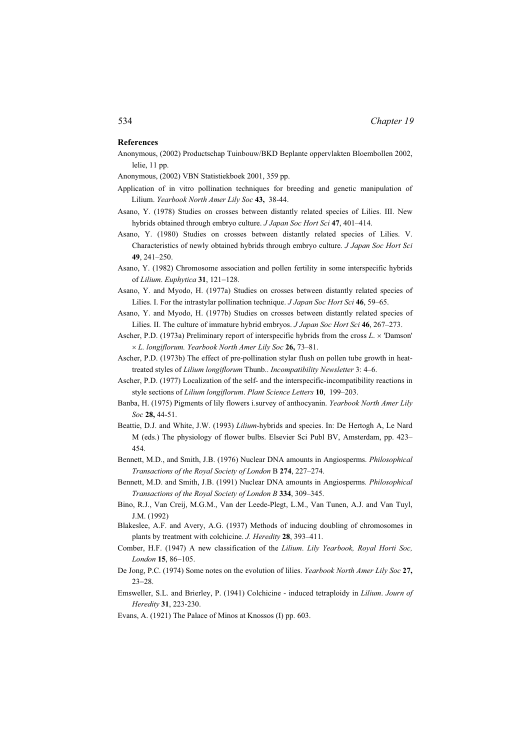**References**

Anonymous, (2002) Productschap Tuinbouw/BKD Beplante oppervlakten Bloembollen 2002, lelie, 11 pp.

Anonymous, (2002) VBN Statistiekboek 2001, 359 pp.

Application of in vitro pollination techniques for breeding and genetic manipulation of Lilium. *Yearbook North Amer Lily Soc* **43,** 38-44.

Asano, Y. (1978) Studies on crosses between distantly related species of Lilies. III. New hybrids obtained through embryo culture. *J Japan Soc Hort Sci* **47**, 401–414.

Asano, Y. (1980) Studies on crosses between distantly related species of Lilies. V. Characteristics of newly obtained hybrids through embryo culture. *J Japan Soc Hort Sci* **49**, 241–250.

Asano, Y. (1982) Chromosome association and pollen fertility in some interspecific hybrids of *Lilium*. *Euphytica* **31**, 121–128.

Asano, Y. and Myodo, H. (1977a) Studies on crosses between distantly related species of Lilies. I. For the intrastylar pollination technique. *J Japan Soc Hort Sci* **46**, 59–65.

Asano, Y. and Myodo, H. (1977b) Studies on crosses between distantly related species of Lilies. II. The culture of immature hybrid embryos. *J Japan Soc Hort Sci* **46**, 267–273.

Ascher, P.D. (1973a) Preliminary report of interspecific hybrids from the cross *L*. × 'Damson' × *L. longiflorum. Yearbook North Amer Lily Soc* **26,** 73–81.

Ascher, P.D. (1973b) The effect of pre-pollination stylar flush on pollen tube growth in heat-treated styles of *Lilium longiflorum* Thunb.. *Incompatibility Newsletter* 3: 4–6.

Ascher, P.D. (1977) Localization of the self- and the interspecific-incompatibility reactions in style sections of *Lilium longiflorum*. *Plant Science Letters* **10**, 199–203.

Banba, H. (1975) Pigments of lily flowers i.survey of anthocyanin. *Yearbook North Amer Lily Soc* **28,** 44-51.

Beattie, D.J. and White, J.W. (1993) *Lilium*-hybrids and species. In: De Hertogh A, Le Nard M (eds.) The physiology of flower bulbs. Elsevier Sci Publ BV, Amsterdam, pp. 423–454.

Bennett, M.D., and Smith, J.B. (1976) Nuclear DNA amounts in Angiosperms. *Philosophical Transactions of the Royal Society of London* B **274**, 227–274.

Bennett, M.D. and Smith, J.B. (1991) Nuclear DNA amounts in Angiosperms*. Philosophical Transactions of the Royal Society of London B* **334**, 309–345.

Bino, R.J., Van Creij, M.G.M., Van der Leede-Plegt, L.M., Van Tunen, A.J. and Van Tuyl, J.M. (1992)

Blakeslee, A.F. and Avery, A.G. (1937) Methods of inducing doubling of chromosomes in plants by treatment with colchicine. *J. Heredity* **28**, 393–411.

Comber, H.F. (1947) A new classification of the *Lilium*. *Lily Yearbook, Royal Horti Soc, London* **15**, 86–105.

De Jong, P.C. (1974) Some notes on the evolution of lilies. *Yearbook North Amer Lily Soc* **27,** 23–28.

Emsweller, S.L. and Brierley, P. (1941) Colchicine - induced tetraploidy in *Lilium*. *Journ of Heredity* **31**, 223-230.

Evans, A. (1921) The Palace of Minos at Knossos (I) pp. 603.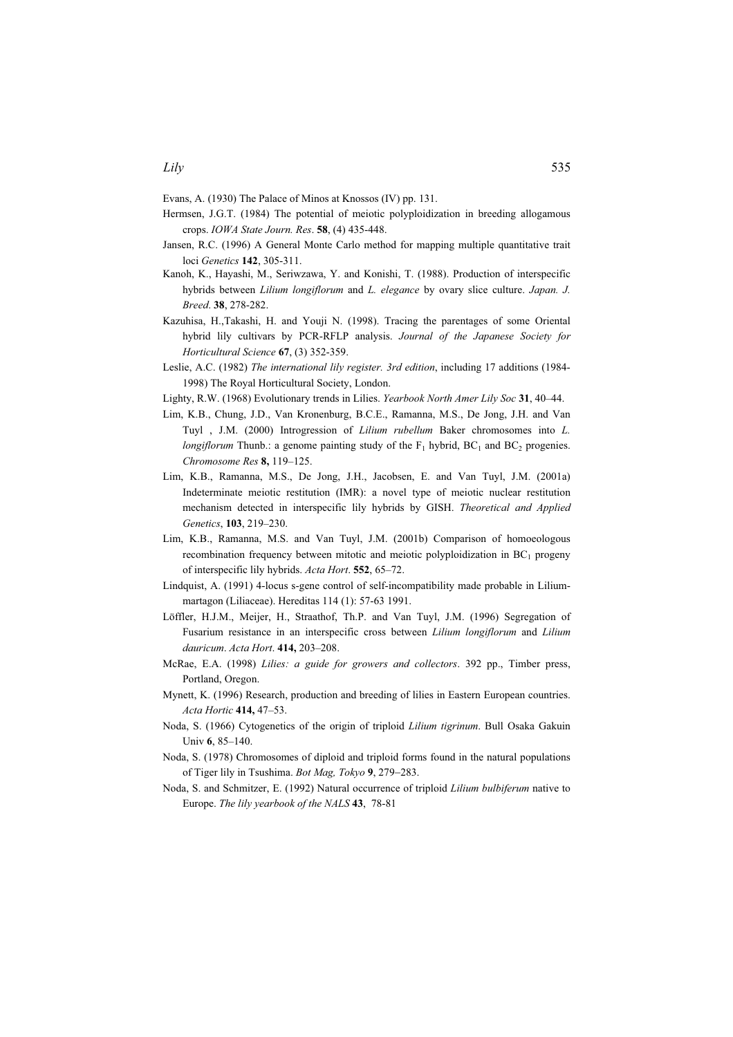Evans, A. (1930) The Palace of Minos at Knossos (IV) pp. 131.

Hermsen, J.G.T. (1984) The potential of meiotic polyploidization in breeding allogamous crops. *IOWA State Journ. Res*. **58**, (4) 435-448.

Jansen, R.C. (1996) A General Monte Carlo method for mapping multiple quantitative trait loci *Genetics* **142**, 305-311.

Kanoh, K., Hayashi, M., Seriwzawa, Y. and Konishi, T. (1988). Production of interspecific hybrids between *Lilium longiflorum* and *L. elegance* by ovary slice culture. *Japan. J. Breed*. **38**, 278-282.

Kazuhisa, H.,Takashi, H. and Youji N. (1998). Tracing the parentages of some Oriental hybrid lily cultivars by PCR-RFLP analysis. *Journal of the Japanese Society for Horticultural Science* **67**, (3) 352-359.

Leslie, A.C. (1982) *The international lily register. 3rd edition*, including 17 additions (1984-1998) The Royal Horticultural Society, London.

Lighty, R.W. (1968) Evolutionary trends in Lilies. *Yearbook North Amer Lily Soc* **31**, 40–44.

Lim, K.B., Chung, J.D., Van Kronenburg, B.C.E., Ramanna, M.S., De Jong, J.H. and Van Tuyl , J.M. (2000) Introgression of *Lilium rubellum* Baker chromosomes into *L. longiflorum* Thunb.: a genome painting study of the $F_1$ hybrid, $BC_1$ and $BC_2$ progenies. *Chromosome Res* **8,** 119–125.

Lim, K.B., Ramanna, M.S., De Jong, J.H., Jacobsen, E. and Van Tuyl, J.M. (2001a) Indeterminate meiotic restitution (IMR): a novel type of meiotic nuclear restitution mechanism detected in interspecific lily hybrids by GISH. *Theoretical and Applied Genetics*, **103**, 219–230.

Lim, K.B., Ramanna, M.S. and Van Tuyl, J.M. (2001b) Comparison of homoeologous recombination frequency between mitotic and meiotic polyploidization in $BC_1$ progeny of interspecific lily hybrids. *Acta Hort*. **552**, 65–72.

Lindquist, A. (1991) 4-locus s-gene control of self-incompatibility made probable in Lilium-martagon (Liliaceae). Hereditas 114 (1): 57-63 1991.

Löffler, H.J.M., Meijer, H., Straathof, Th.P. and Van Tuyl, J.M. (1996) Segregation of Fusarium resistance in an interspecific cross between *Lilium longiflorum* and *Lilium dauricum*. *Acta Hort*. **414,** 203–208.

McRae, E.A. (1998) *Lilies: a guide for growers and collectors*. 392 pp., Timber press, Portland, Oregon.

Mynett, K. (1996) Research, production and breeding of lilies in Eastern European countries. *Acta Hortic* **414,** 47–53.

Noda, S. (1966) Cytogenetics of the origin of triploid *Lilium tigrinum*. Bull Osaka Gakuin Univ **6**, 85–140.

Noda, S. (1978) Chromosomes of diploid and triploid forms found in the natural populations of Tiger lily in Tsushima. *Bot Mag, Tokyo* **9**, 279–283.

Noda, S. and Schmitzer, E. (1992) Natural occurrence of triploid *Lilium bulbiferum* native to Europe. *The lily yearbook of the NALS* **43**, 78-81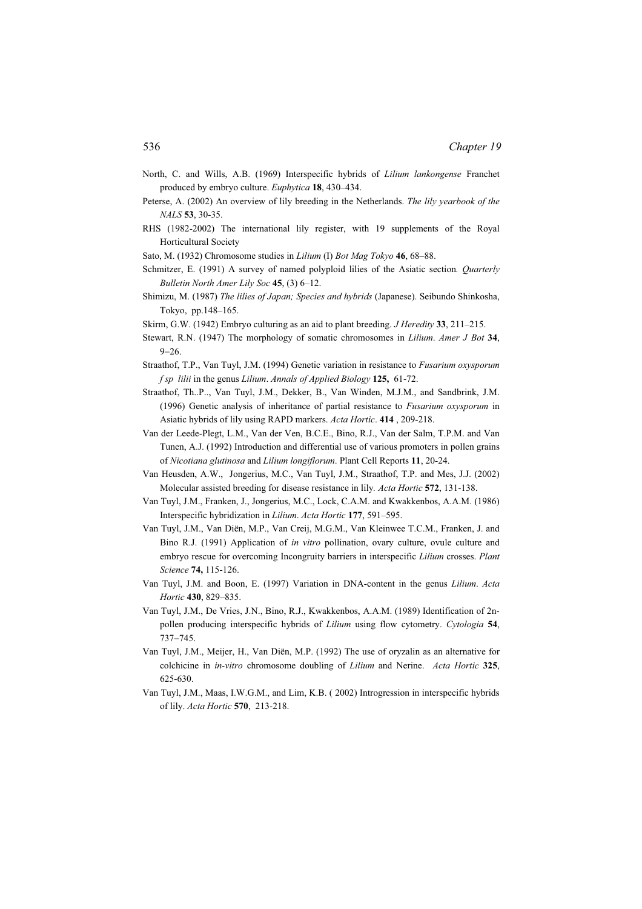North, C. and Wills, A.B. (1969) Interspecific hybrids of *Lilium lankongense* Franchet produced by embryo culture. *Euphytica* **18**, 430–434.

Peterse, A. (2002) An overview of lily breeding in the Netherlands. *The lily yearbook of the NALS* **53**, 30-35.

RHS (1982-2002) The international lily register, with 19 supplements of the Royal Horticultural Society

Sato, M. (1932) Chromosome studies in *Lilium* (I) *Bot Mag Tokyo* **46**, 68–88.

Schmitzer, E. (1991) A survey of named polyploid lilies of the Asiatic section. *Quarterly Bulletin North Amer Lily Soc* **45**, (3) 6–12.

Shimizu, M. (1987) *The lilies of Japan; Species and hybrids* (Japanese). Seibundo Shinkosha, Tokyo, pp.148–165.

Skirm, G.W. (1942) Embryo culturing as an aid to plant breeding. *J Heredity* **33**, 211–215.

Stewart, R.N. (1947) The morphology of somatic chromosomes in *Lilium*. *Amer J Bot* **34**, 9–26.

Straathof, T.P., Van Tuyl, J.M. (1994) Genetic variation in resistance to *Fusarium oxysporum f sp lilii* in the genus *Lilium*. *Annals of Applied Biology* **125,** 61-72.

Straathof, Th..P.., Van Tuyl, J.M., Dekker, B., Van Winden, M.J.M., and Sandbrink, J.M. (1996) Genetic analysis of inheritance of partial resistance to *Fusarium oxysporum* in Asiatic hybrids of lily using RAPD markers. *Acta Hortic*. **414** , 209-218.

Van der Leede-Plegt, L.M., Van der Ven, B.C.E., Bino, R.J., Van der Salm, T.P.M. and Van Tunen, A.J. (1992) Introduction and differential use of various promoters in pollen grains of *Nicotiana glutinosa* and *Lilium longiflorum*. Plant Cell Reports **11**, 20-24.

Van Heusden, A.W., Jongerius, M.C., Van Tuyl, J.M., Straathof, T.P. and Mes, J.J. (2002) Molecular assisted breeding for disease resistance in lily. *Acta Hortic* **572**, 131-138.

Van Tuyl, J.M., Franken, J., Jongerius, M.C., Lock, C.A.M. and Kwakkenbos, A.A.M. (1986) Interspecific hybridization in *Lilium*. *Acta Hortic* **177**, 591–595.

Van Tuyl, J.M., Van Diën, M.P., Van Creij, M.G.M., Van Kleinwee T.C.M., Franken, J. and Bino R.J. (1991) Application of *in vitro* pollination, ovary culture, ovule culture and embryo rescue for overcoming Incongruity barriers in interspecific *Lilium* crosses. *Plant Science* **74,** 115-126.

Van Tuyl, J.M. and Boon, E. (1997) Variation in DNA-content in the genus *Lilium*. *Acta Hortic* **430**, 829–835.

Van Tuyl, J.M., De Vries, J.N., Bino, R.J., Kwakkenbos, A.A.M. (1989) Identification of 2n-pollen producing interspecific hybrids of *Lilium* using flow cytometry. *Cytologia* **54**, 737–745.

Van Tuyl, J.M., Meijer, H., Van Diën, M.P. (1992) The use of oryzalin as an alternative for colchicine in *in-vitro* chromosome doubling of *Lilium* and Nerine. *Acta Hortic* **325**, 625-630.

Van Tuyl, J.M., Maas, I.W.G.M., and Lim, K.B. ( 2002) Introgression in interspecific hybrids of lily. *Acta Hortic* **570**, 213-218.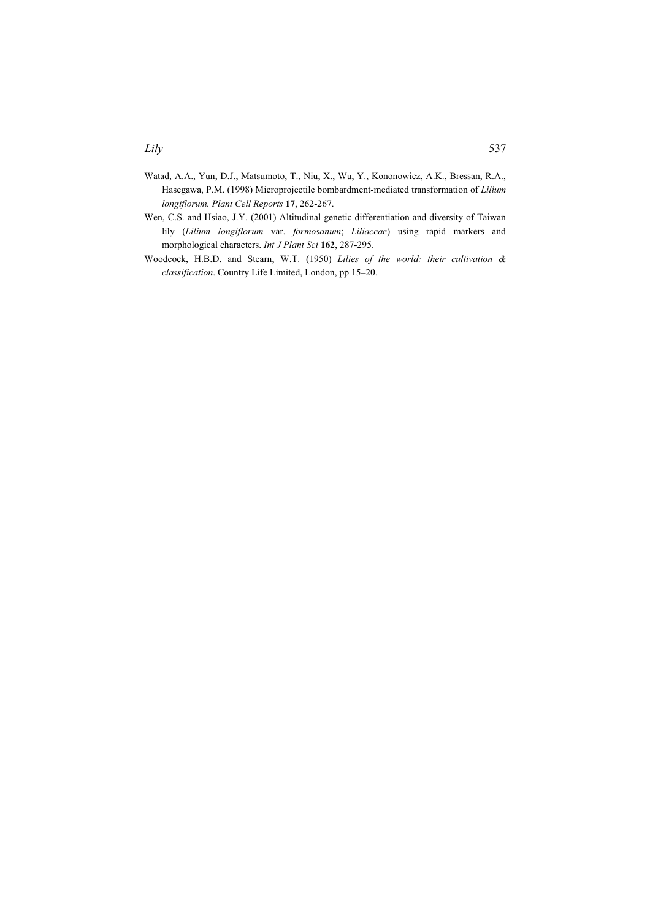Watad, A.A., Yun, D.J., Matsumoto, T., Niu, X., Wu, Y., Kononowicz, A.K., Bressan, R.A., Hasegawa, P.M. (1998) Microprojectile bombardment-mediated transformation of *Lilium longiflorum. Plant Cell Reports* **17**, 262-267.

Wen, C.S. and Hsiao, J.Y. (2001) Altitudinal genetic differentiation and diversity of Taiwan lily (*Lilium longiflorum* var. *formosanum*; *Liliaceae*) using rapid markers and morphological characters. *Int J Plant Sci* **162**, 287-295.

Woodcock, H.B.D. and Stearn, W.T. (1950) *Lilies of the world: their cultivation & classification*. Country Life Limited, London, pp 15–20.